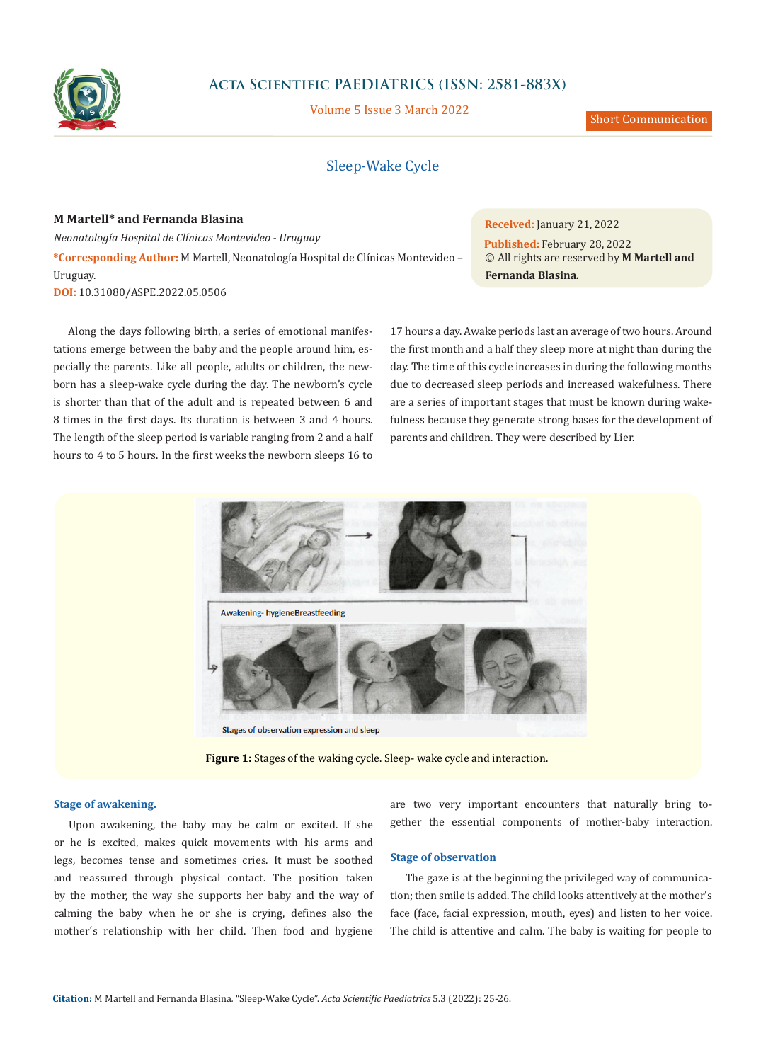# Sleep-Wake Cycle

**M Martell\* and Fernanda Blasina**

*Neonatología Hospital de Clínicas Montevideo - Uruguay*

**\*Corresponding Author:** M Martell, Neonatología Hospital de Clínicas Montevideo – Uruguay.

**DOI:** 10.31080/ASPE.2022.05.0506

**Received:** January 21, 2022

**Published:** February 28, 2022

© All rights are reserved by **M Martell and Fernanda Blasina.**

Along the days following birth, a series of emotional manifestations emerge between the baby and the people around him, especially the parents. Like all people, adults or children, the newborn has a sleep-wake cycle during the day. The newborn's cycle is shorter than that of the adult and is repeated between 6 and 8 times in the first days. Its duration is between 3 and 4 hours. The length of the sleep period is variable ranging from 2 and a half hours to 4 to 5 hours. In the first weeks the newborn sleeps 16 to 17 hours a day. Awake periods last an average of two hours. Around the first month and a half they sleep more at night than during the day. The time of this cycle increases in during the following months due to decreased sleep periods and increased wakefulness. There are a series of important stages that must be known during wakefulness because they generate strong bases for the development of parents and children. They were described by Lier.

Awakening- hygieneBreastfeeding

Stages of observation expression and sleep

**Figure 1:** Stages of the waking cycle. Sleep- wake cycle and interaction.

### Stage of awakening.

Upon awakening, the baby may be calm or excited. If she or he is excited, makes quick movements with his arms and legs, becomes tense and sometimes cries. It must be soothed and reassured through physical contact. The position taken by the mother, the way she supports her baby and the way of calming the baby when he or she is crying, defines also the mother´s relationship with her child. Then food and hygiene are two very important encounters that naturally bring together the essential components of mother-baby interaction.

### Stage of observation

The gaze is at the beginning the privileged way of communication; then smile is added. The child looks attentively at the mother's face (face, facial expression, mouth, eyes) and listen to her voice. The child is attentive and calm. The baby is waiting for people to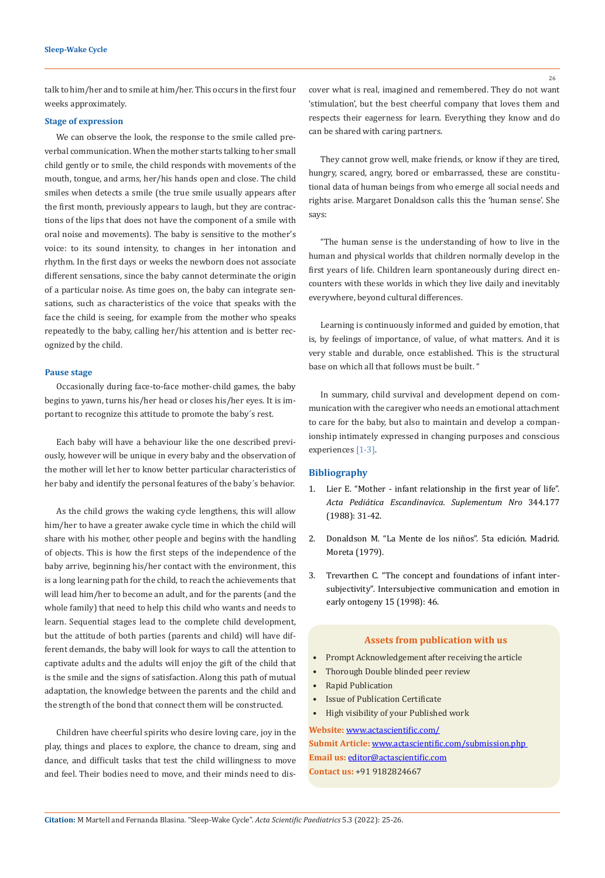talk to him/her and to smile at him/her. This occurs in the first four weeks approximately.

### Stage of expression

We can observe the look, the response to the smile called preverbal communication. When the mother starts talking to her small child gently or to smile, the child responds with movements of the mouth, tongue, and arms, her/his hands open and close. The child smiles when detects a smile (the true smile usually appears after the first month, previously appears to laugh, but they are contractions of the lips that does not have the component of a smile with oral noise and movements). The baby is sensitive to the mother's voice: to its sound intensity, to changes in her intonation and rhythm. In the first days or weeks the newborn does not associate different sensations, since the baby cannot determinate the origin of a particular noise. As time goes on, the baby can integrate sensations, such as characteristics of the voice that speaks with the face the child is seeing, for example from the mother who speaks repeatedly to the baby, calling her/his attention and is better recognized by the child.

### Pause stage

Occasionally during face-to-face mother-child games, the baby begins to yawn, turns his/her head or closes his/her eyes. It is important to recognize this attitude to promote the baby´s rest.

Each baby will have a behaviour like the one described previously, however will be unique in every baby and the observation of the mother will let her to know better particular characteristics of her baby and identify the personal features of the baby´s behavior.

As the child grows the waking cycle lengthens, this will allow him/her to have a greater awake cycle time in which the child will share with his mother, other people and begins with the handling of objects. This is how the first steps of the independence of the baby arrive, beginning his/her contact with the environment, this is a long learning path for the child, to reach the achievements that will lead him/her to become an adult, and for the parents (and the whole family) that need to help this child who wants and needs to learn. Sequential stages lead to the complete child development, but the attitude of both parties (parents and child) will have different demands, the baby will look for ways to call the attention to captivate adults and the adults will enjoy the gift of the child that is the smile and the signs of satisfaction. Along this path of mutual adaptation, the knowledge between the parents and the child and the strength of the bond that connect them will be constructed.

Children have cheerful spirits who desire loving care, joy in the play, things and places to explore, the chance to dream, sing and dance, and difficult tasks that test the child willingness to move and feel. Their bodies need to move, and their minds need to discover what is real, imagined and remembered. They do not want 'stimulation', but the best cheerful company that loves them and respects their eagerness for learn. Everything they know and do can be shared with caring partners.

They cannot grow well, make friends, or know if they are tired, hungry, scared, angry, bored or embarrassed, these are constitutional data of human beings from who emerge all social needs and rights arise. Margaret Donaldson calls this the 'human sense'. She says:

"The human sense is the understanding of how to live in the human and physical worlds that children normally develop in the first years of life. Children learn spontaneously during direct encounters with these worlds in which they live daily and inevitably everywhere, beyond cultural differences.

Learning is continuously informed and guided by emotion, that is, by feelings of importance, of value, of what matters. And it is very stable and durable, once established. This is the structural base on which all that follows must be built. "

In summary, child survival and development depend on communication with the caregiver who needs an emotional attachment to care for the baby, but also to maintain and develop a companionship intimately expressed in changing purposes and conscious experiences [1-3].

## Bibliography

1. Lier E. "Mother - infant relationship in the first year of life". *Acta Pediática Escandinavica. Suplementum Nro* 344.177 (1988): 31-42.
2. Donaldson M. "La Mente de los niños". 5ta edición. Madrid. Moreta (1979).
3. Trevarthen C. "The concept and foundations of infant intersubjectivity". Intersubjective communication and emotion in early ontogeny 15 (1998): 46.

**Assets from publication with us**

- Prompt Acknowledgement after receiving the article
- Thorough Double blinded peer review
- Rapid Publication
- Issue of Publication Certificate
- High visibility of your Published work

**Website:** www.actascientific.com/
**Submit Article:** www.actascientific.com/submission.php
**Email us:** editor@actascientific.com
**Contact us:** +91 9182824667